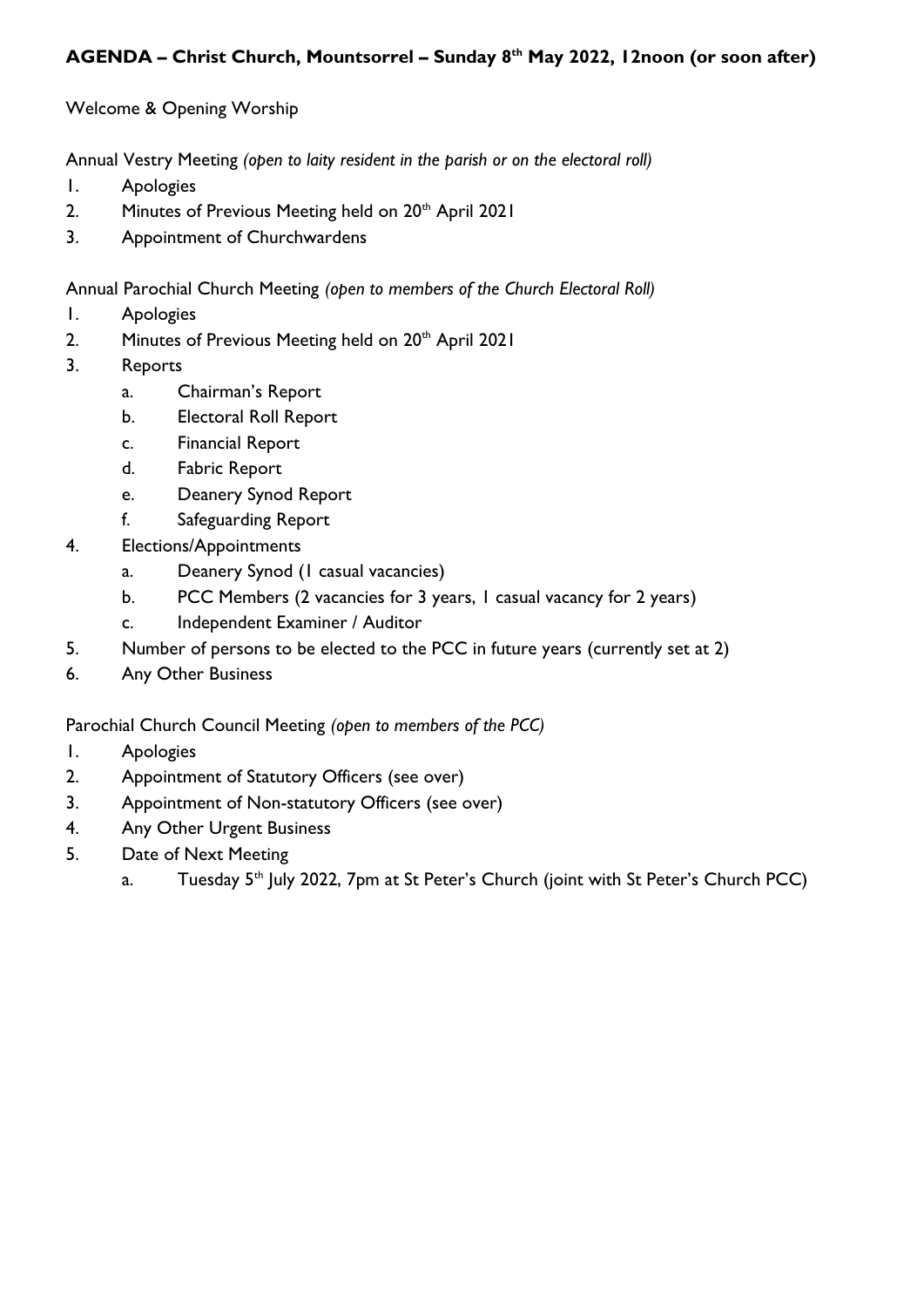# AGENDA – Christ Church, Mountsorrel – Sunday 8th May 2022, 12noon (or soon after)

Welcome & Opening Worship

Annual Vestry Meeting *(open to laity resident in the parish or on the electoral roll)*

1. Apologies
2. Minutes of Previous Meeting held on 20th April 2021
3. Appointment of Churchwardens

Annual Parochial Church Meeting *(open to members of the Church Electoral Roll)*

1. Apologies
2. Minutes of Previous Meeting held on 20th April 2021
3. Reports
    a. Chairman's Report
    b. Electoral Roll Report
    c. Financial Report
    d. Fabric Report
    e. Deanery Synod Report
    f. Safeguarding Report
4. Elections/Appointments
    a. Deanery Synod (1 casual vacancies)
    b. PCC Members (2 vacancies for 3 years, 1 casual vacancy for 2 years)
    c. Independent Examiner / Auditor
5. Number of persons to be elected to the PCC in future years (currently set at 2)
6. Any Other Business

Parochial Church Council Meeting *(open to members of the PCC)*

1. Apologies
2. Appointment of Statutory Officers (see over)
3. Appointment of Non-statutory Officers (see over)
4. Any Other Urgent Business
5. Date of Next Meeting
    a. Tuesday 5th July 2022, 7pm at St Peter's Church (joint with St Peter's Church PCC)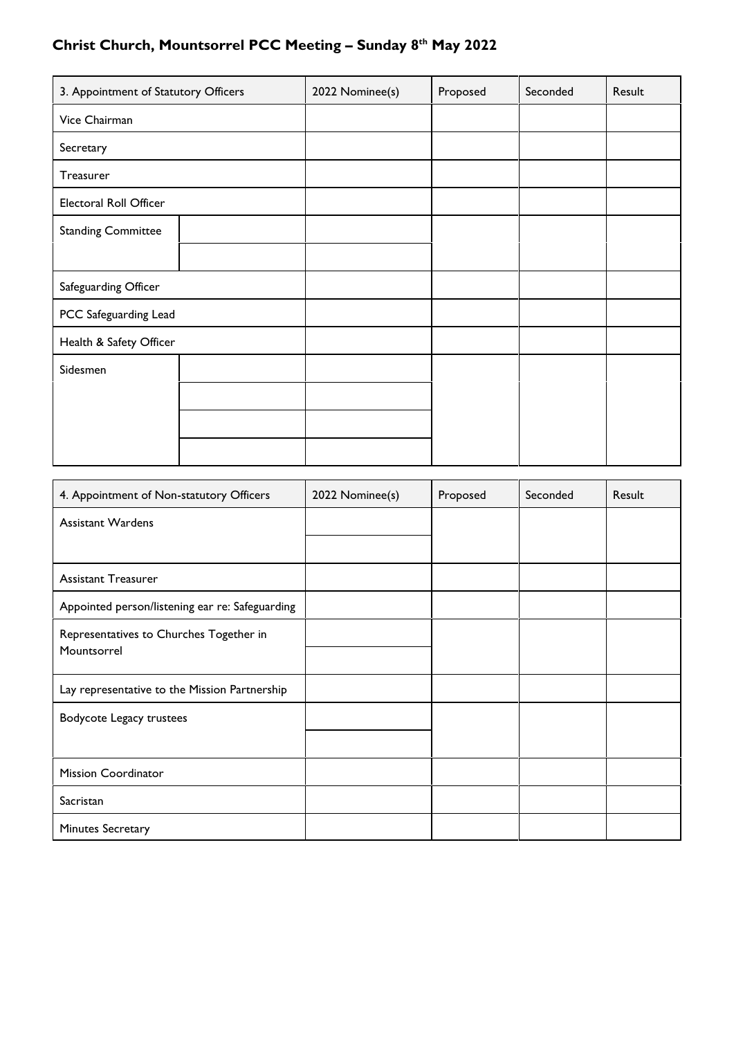## Christ Church, Mountsorrel PCC Meeting – Sunday 8th May 2022

| 3. Appointment of Statutory Officers | | 2022 Nominee(s) | Proposed | Seconded | Result |
|---|---|---|---|---|---|
| Vice Chairman | | | | | |
| Secretary | | | | | |
| Treasurer | | | | | |
| Electoral Roll Officer | | | | | |
| Standing Committee | | | | | |
| | | | | | |
| Safeguarding Officer | | | | | |
| PCC Safeguarding Lead | | | | | |
| Health & Safety Officer | | | | | |
| Sidesmen | | | | | |
| | | | | | |
| | | | | | |
| | | | | | |

| 4. Appointment of Non-statutory Officers | 2022 Nominee(s) | Proposed | Seconded | Result |
|---|---|---|---|---|
| Assistant Wardens | | | | |
| | | | | |
| Assistant Treasurer | | | | |
| Appointed person/listening ear re: Safeguarding | | | | |
| Representatives to Churches Together in Mountsorrel | | | | |
| | | | | |
| Lay representative to the Mission Partnership | | | | |
| Bodycote Legacy trustees | | | | |
| | | | | |
| Mission Coordinator | | | | |
| Sacristan | | | | |
| Minutes Secretary | | | | |